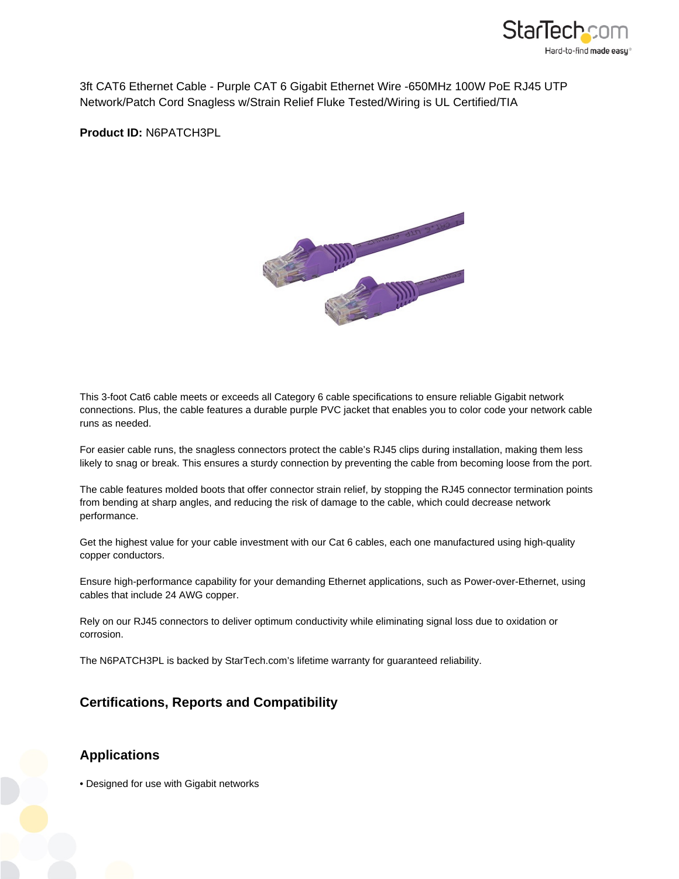3ft CAT6 Ethernet Cable - Purple CAT 6 Gigabit Ethernet Wire -650MHz 100W PoE RJ45 UTP Network/Patch Cord Snagless w/Strain Relief Fluke Tested/Wiring is UL Certified/TIA

**Product ID:** N6PATCH3PL

This 3-foot Cat6 cable meets or exceeds all Category 6 cable specifications to ensure reliable Gigabit network connections. Plus, the cable features a durable purple PVC jacket that enables you to color code your network cable runs as needed.

For easier cable runs, the snagless connectors protect the cable's RJ45 clips during installation, making them less likely to snag or break. This ensures a sturdy connection by preventing the cable from becoming loose from the port.

The cable features molded boots that offer connector strain relief, by stopping the RJ45 connector termination points from bending at sharp angles, and reducing the risk of damage to the cable, which could decrease network performance.

Get the highest value for your cable investment with our Cat 6 cables, each one manufactured using high-quality copper conductors.

Ensure high-performance capability for your demanding Ethernet applications, such as Power-over-Ethernet, using cables that include 24 AWG copper.

Rely on our RJ45 connectors to deliver optimum conductivity while eliminating signal loss due to oxidation or corrosion.

The N6PATCH3PL is backed by StarTech.com's lifetime warranty for guaranteed reliability.

## Certifications, Reports and Compatibility

## Applications

- Designed for use with Gigabit networks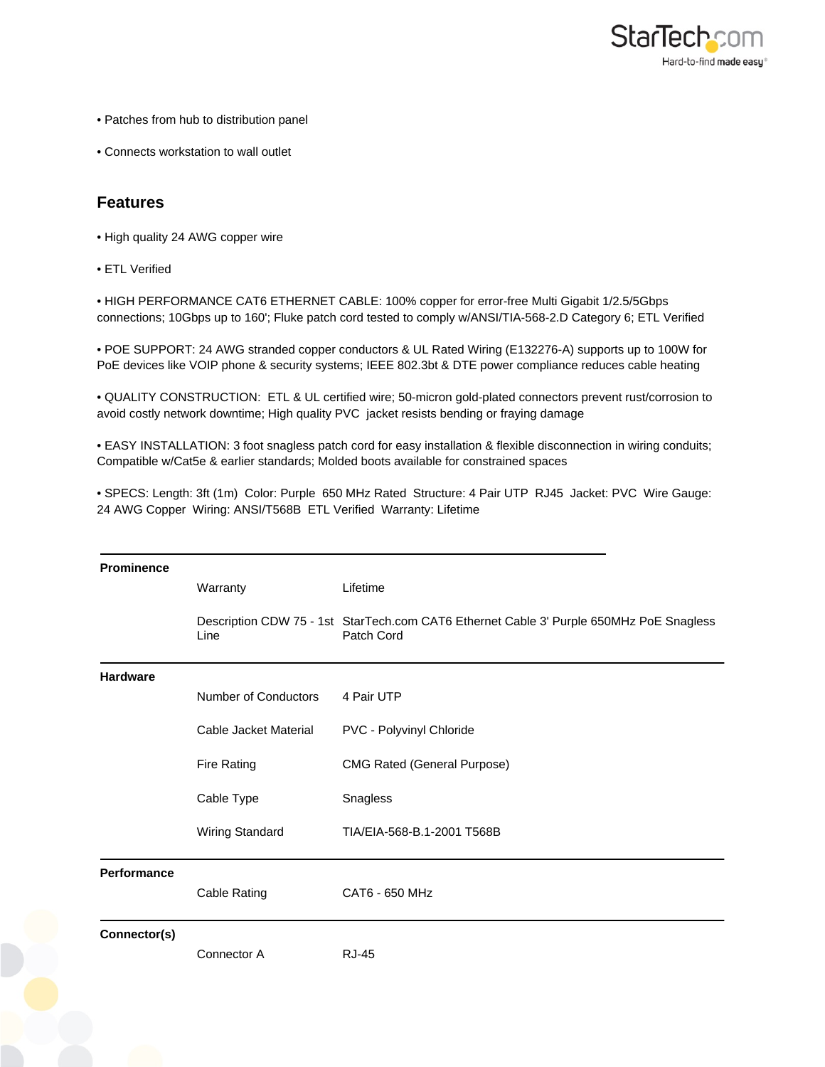• Patches from hub to distribution panel

• Connects workstation to wall outlet

## Features

• High quality 24 AWG copper wire

• ETL Verified

• HIGH PERFORMANCE CAT6 ETHERNET CABLE: 100% copper for error-free Multi Gigabit 1/2.5/5Gbps connections; 10Gbps up to 160'; Fluke patch cord tested to comply w/ANSI/TIA-568-2.D Category 6; ETL Verified

• POE SUPPORT: 24 AWG stranded copper conductors & UL Rated Wiring (E132276-A) supports up to 100W for PoE devices like VOIP phone & security systems; IEEE 802.3bt & DTE power compliance reduces cable heating

• QUALITY CONSTRUCTION: ETL & UL certified wire; 50-micron gold-plated connectors prevent rust/corrosion to avoid costly network downtime; High quality PVC jacket resists bending or fraying damage

• EASY INSTALLATION: 3 foot snagless patch cord for easy installation & flexible disconnection in wiring conduits; Compatible w/Cat5e & earlier standards; Molded boots available for constrained spaces

• SPECS: Length: 3ft (1m) Color: Purple 650 MHz Rated Structure: 4 Pair UTP RJ45 Jacket: PVC Wire Gauge: 24 AWG Copper Wiring: ANSI/T568B ETL Verified Warranty: Lifetime

| | | |
|---|---|---|
| **Prominence** | Warranty | Lifetime |
| | Description CDW 75 - 1st Line | StarTech.com CAT6 Ethernet Cable 3' Purple 650MHz PoE Snagless Patch Cord |
| **Hardware** | Number of Conductors | 4 Pair UTP |
| | Cable Jacket Material | PVC - Polyvinyl Chloride |
| | Fire Rating | CMG Rated (General Purpose) |
| | Cable Type | Snagless |
| | Wiring Standard | TIA/EIA-568-B.1-2001 T568B |
| **Performance** | Cable Rating | CAT6 - 650 MHz |
| **Connector(s)** | Connector A | RJ-45 |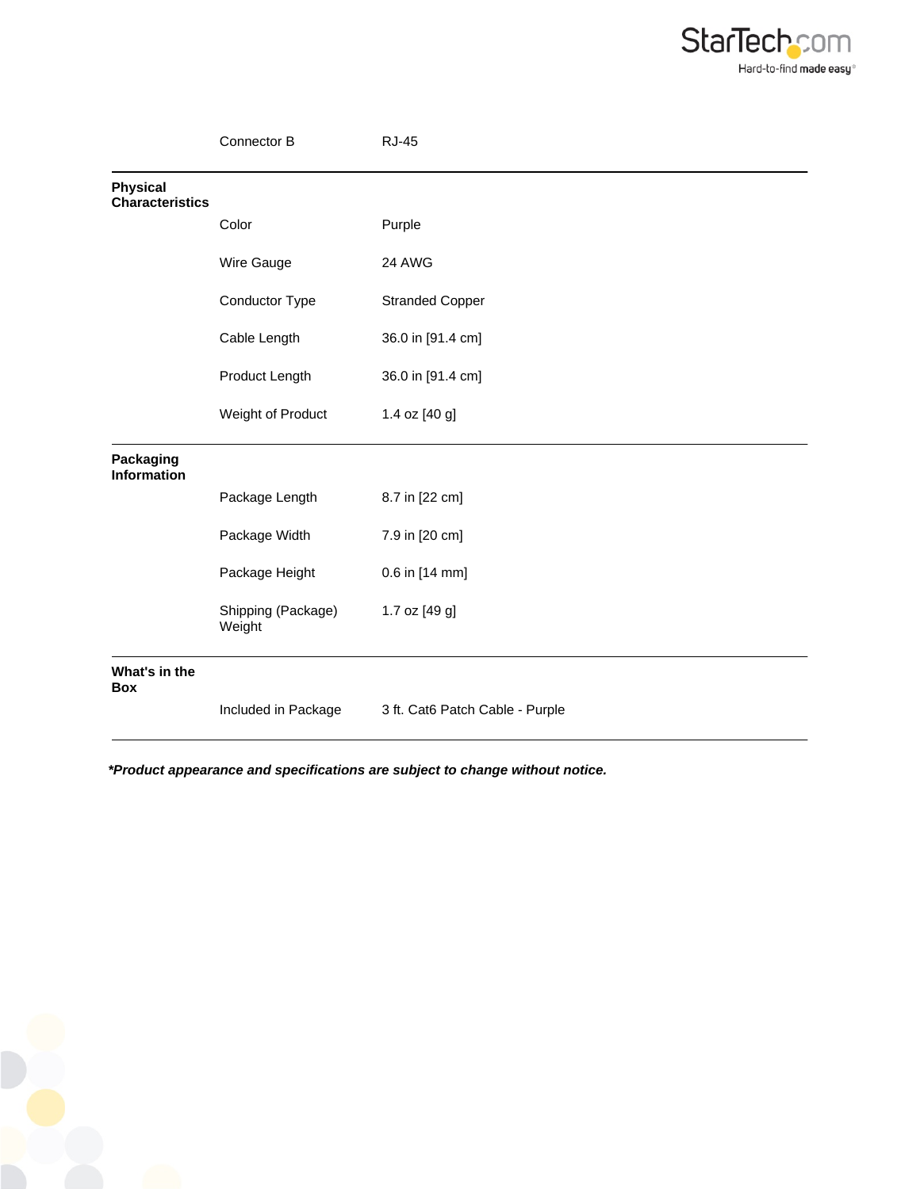| | | |
|---|---|---|
| | Connector B | RJ-45 |
| **Physical Characteristics** | | |
| | Color | Purple |
| | Wire Gauge | 24 AWG |
| | Conductor Type | Stranded Copper |
| | Cable Length | 36.0 in [91.4 cm] |
| | Product Length | 36.0 in [91.4 cm] |
| | Weight of Product | 1.4 oz [40 g] |
| **Packaging Information** | | |
| | Package Length | 8.7 in [22 cm] |
| | Package Width | 7.9 in [20 cm] |
| | Package Height | 0.6 in [14 mm] |
| | Shipping (Package) Weight | 1.7 oz [49 g] |
| **What's in the Box** | | |
| | Included in Package | 3 ft. Cat6 Patch Cable - Purple |

***Product appearance and specifications are subject to change without notice.***